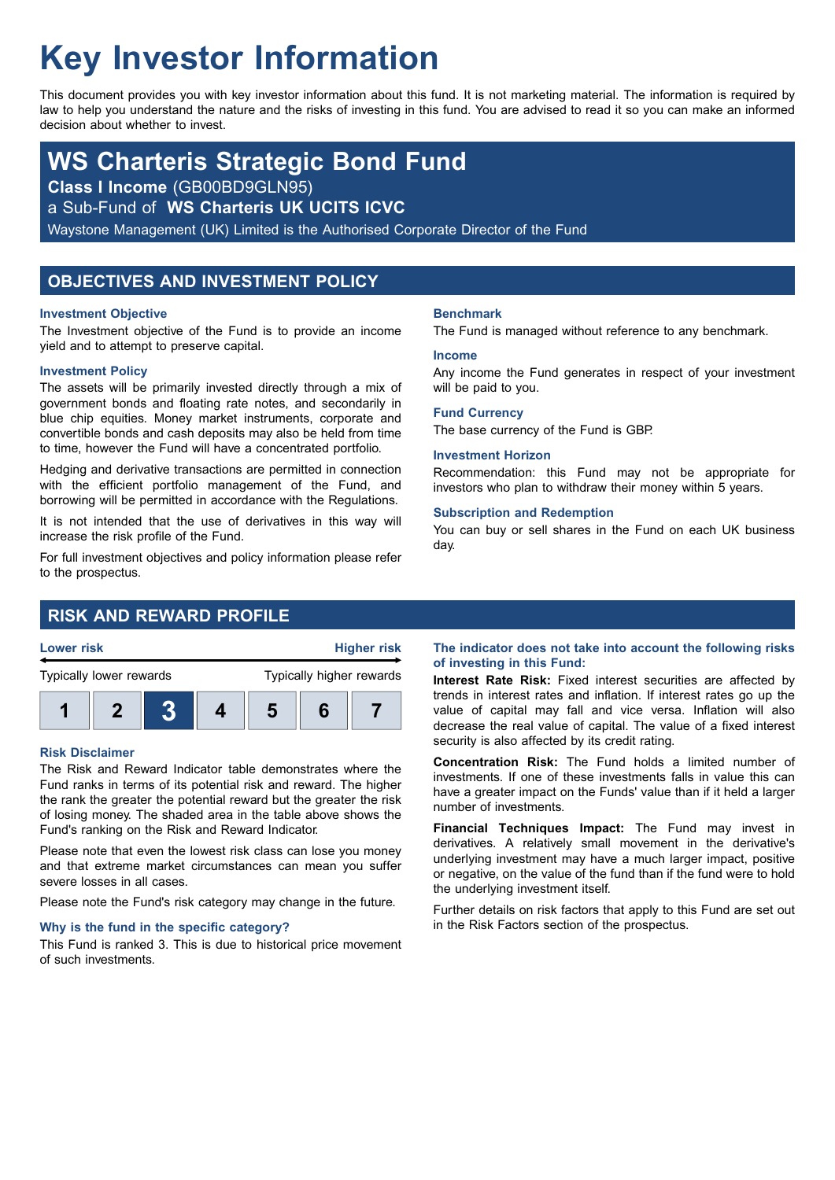# Key Investor Information

This document provides you with key investor information about this fund. It is not marketing material. The information is required by law to help you understand the nature and the risks of investing in this fund. You are advised to read it so you can make an informed decision about whether to invest.

## WS Charteris Strategic Bond Fund

**Class I Income** (GB00BD9GLN95)

a Sub-Fund of **WS Charteris UK UCITS ICVC**

Waystone Management (UK) Limited is the Authorised Corporate Director of the Fund

## OBJECTIVES AND INVESTMENT POLICY

### Investment Objective

The Investment objective of the Fund is to provide an income yield and to attempt to preserve capital.

### Investment Policy

The assets will be primarily invested directly through a mix of government bonds and floating rate notes, and secondarily in blue chip equities. Money market instruments, corporate and convertible bonds and cash deposits may also be held from time to time, however the Fund will have a concentrated portfolio.

Hedging and derivative transactions are permitted in connection with the efficient portfolio management of the Fund, and borrowing will be permitted in accordance with the Regulations.

It is not intended that the use of derivatives in this way will increase the risk profile of the Fund.

For full investment objectives and policy information please refer to the prospectus.

### Benchmark

The Fund is managed without reference to any benchmark.

### Income

Any income the Fund generates in respect of your investment will be paid to you.

### Fund Currency

The base currency of the Fund is GBP.

### Investment Horizon

Recommendation: this Fund may not be appropriate for investors who plan to withdraw their money within 5 years.

### Subscription and Redemption

You can buy or sell shares in the Fund on each UK business day.

## RISK AND REWARD PROFILE

| Lower risk | | | | | | Higher risk |
|---|---|---|---|---|---|---|
| Typically lower rewards | | | | | | Typically higher rewards |
| 1 | 2 | **3** | 4 | 5 | 6 | 7 |

### Risk Disclaimer

The Risk and Reward Indicator table demonstrates where the Fund ranks in terms of its potential risk and reward. The higher the rank the greater the potential reward but the greater the risk of losing money. The shaded area in the table above shows the Fund's ranking on the Risk and Reward Indicator.

Please note that even the lowest risk class can lose you money and that extreme market circumstances can mean you suffer severe losses in all cases.

Please note the Fund's risk category may change in the future.

### Why is the fund in the specific category?

This Fund is ranked 3. This is due to historical price movement of such investments.

### The indicator does not take into account the following risks of investing in this Fund:

**Interest Rate Risk:** Fixed interest securities are affected by trends in interest rates and inflation. If interest rates go up the value of capital may fall and vice versa. Inflation will also decrease the real value of capital. The value of a fixed interest security is also affected by its credit rating.

**Concentration Risk:** The Fund holds a limited number of investments. If one of these investments falls in value this can have a greater impact on the Funds' value than if it held a larger number of investments.

**Financial Techniques Impact:** The Fund may invest in derivatives. A relatively small movement in the derivative's underlying investment may have a much larger impact, positive or negative, on the value of the fund than if the fund were to hold the underlying investment itself.

Further details on risk factors that apply to this Fund are set out in the Risk Factors section of the prospectus.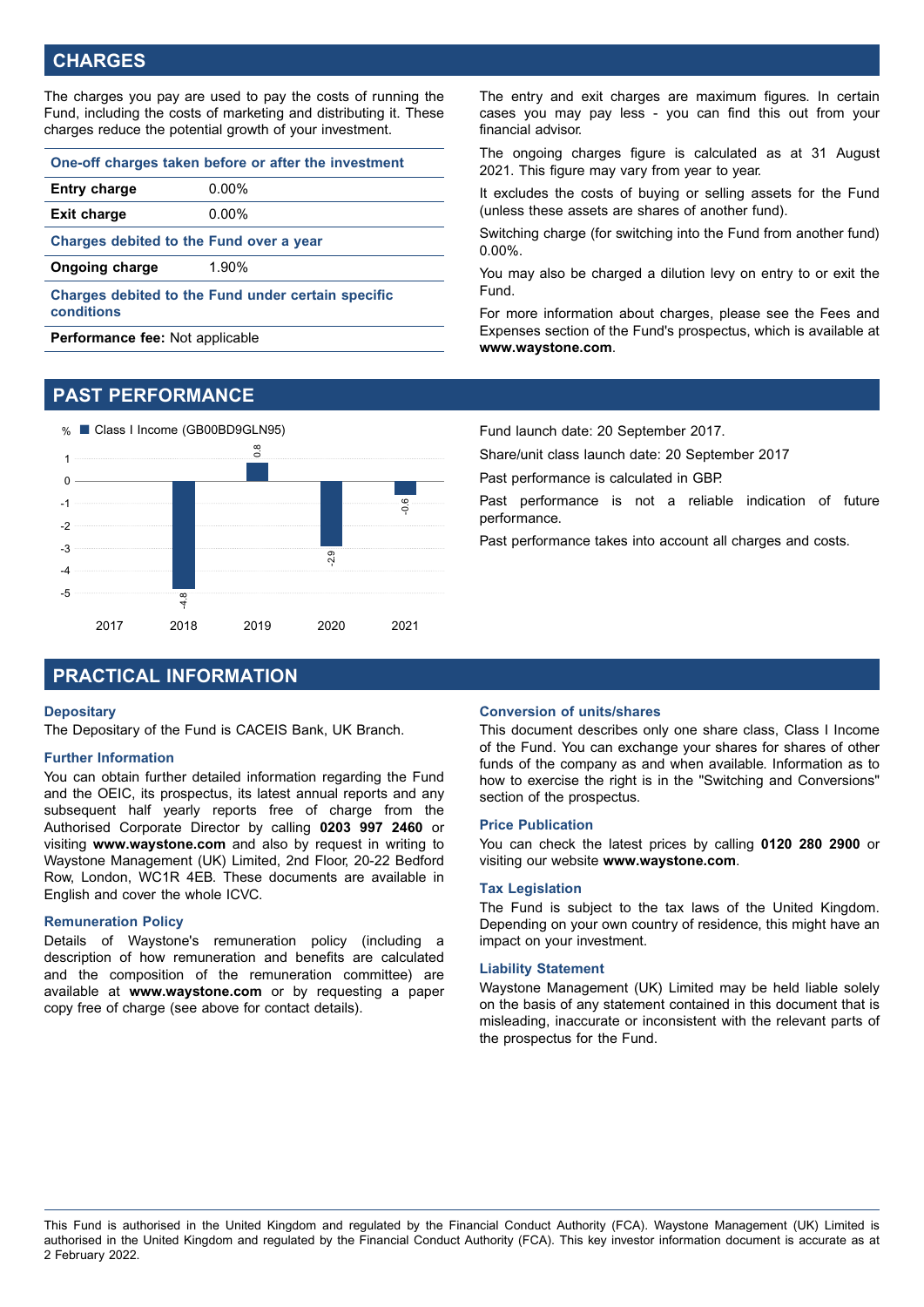## CHARGES

The charges you pay are used to pay the costs of running the Fund, including the costs of marketing and distributing it. These charges reduce the potential growth of your investment.

| | |
|---|---|
| **One-off charges taken before or after the investment** | |
| **Entry charge** | 0.00% |
| **Exit charge** | 0.00% |
| **Charges debited to the Fund over a year** | |
| **Ongoing charge** | 1.90% |
| **Charges debited to the Fund under certain specific conditions** | |
| **Performance fee:** Not applicable | |

The entry and exit charges are maximum figures. In certain cases you may pay less - you can find this out from your financial advisor.

The ongoing charges figure is calculated as at 31 August 2021. This figure may vary from year to year.

It excludes the costs of buying or selling assets for the Fund (unless these assets are shares of another fund).

Switching charge (for switching into the Fund from another fund) 0.00%.

You may also be charged a dilution levy on entry to or exit the Fund.

For more information about charges, please see the Fees and Expenses section of the Fund's prospectus, which is available at **www.waystone.com**.

## PAST PERFORMANCE

%
Class I Income (GB00BD9GLN95)

1
0
-1
-2
-3
-4
-5

-4.8
0.8
-2.9
-0.6

2017
2018
2019
2020
2021

Fund launch date: 20 September 2017.

Share/unit class launch date: 20 September 2017

Past performance is calculated in GBP.

Past performance is not a reliable indication of future performance.

Past performance takes into account all charges and costs.

## PRACTICAL INFORMATION

### Depositary

The Depositary of the Fund is CACEIS Bank, UK Branch.

### Further Information

You can obtain further detailed information regarding the Fund and the OEIC, its prospectus, its latest annual reports and any subsequent half yearly reports free of charge from the Authorised Corporate Director by calling **0203 997 2460** or visiting **www.waystone.com** and also by request in writing to Waystone Management (UK) Limited, 2nd Floor, 20-22 Bedford Row, London, WC1R 4EB. These documents are available in English and cover the whole ICVC.

### Remuneration Policy

Details of Waystone's remuneration policy (including a description of how remuneration and benefits are calculated and the composition of the remuneration committee) are available at **www.waystone.com** or by requesting a paper copy free of charge (see above for contact details).

### Conversion of units/shares

This document describes only one share class, Class I Income of the Fund. You can exchange your shares for shares of other funds of the company as and when available. Information as to how to exercise the right is in the "Switching and Conversions" section of the prospectus.

### Price Publication

You can check the latest prices by calling **0120 280 2900** or visiting our website **www.waystone.com**.

### Tax Legislation

The Fund is subject to the tax laws of the United Kingdom. Depending on your own country of residence, this might have an impact on your investment.

### Liability Statement

Waystone Management (UK) Limited may be held liable solely on the basis of any statement contained in this document that is misleading, inaccurate or inconsistent with the relevant parts of the prospectus for the Fund.

This Fund is authorised in the United Kingdom and regulated by the Financial Conduct Authority (FCA). Waystone Management (UK) Limited is authorised in the United Kingdom and regulated by the Financial Conduct Authority (FCA). This key investor information document is accurate as at 2 February 2022.